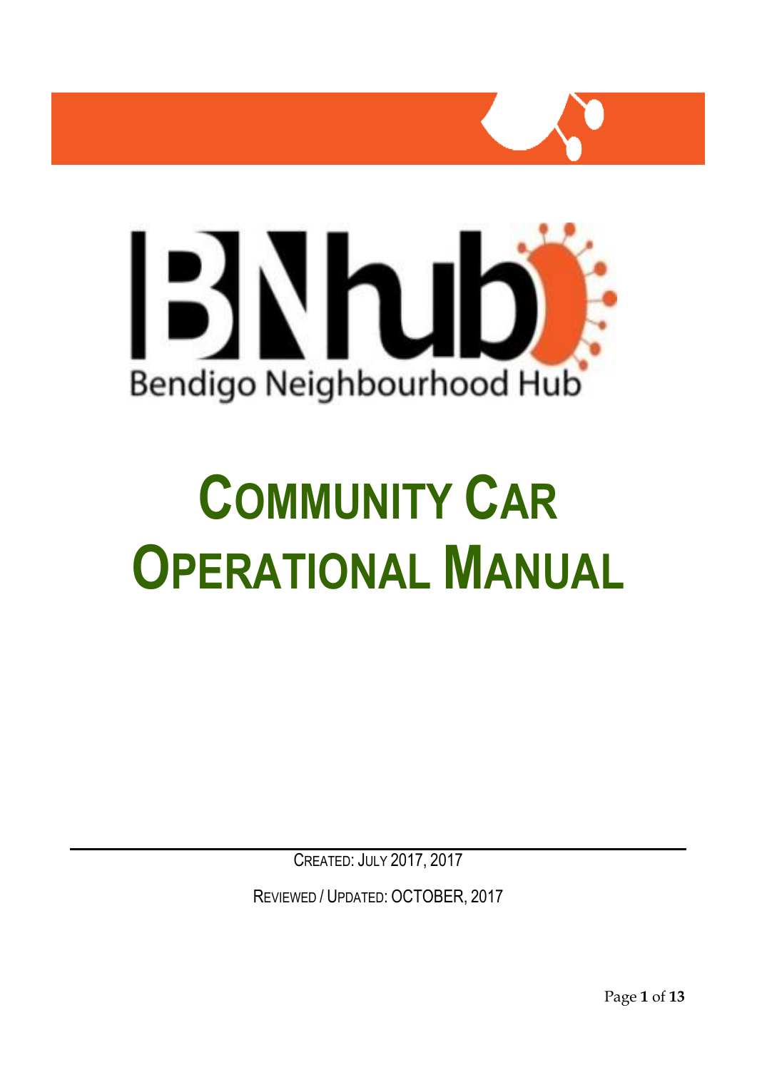Bendigo Neighbourhood Hub

# COMMUNITY CAR OPERATIONAL MANUAL

CREATED: JULY 2017, 2017

REVIEWED / UPDATED: OCTOBER, 2017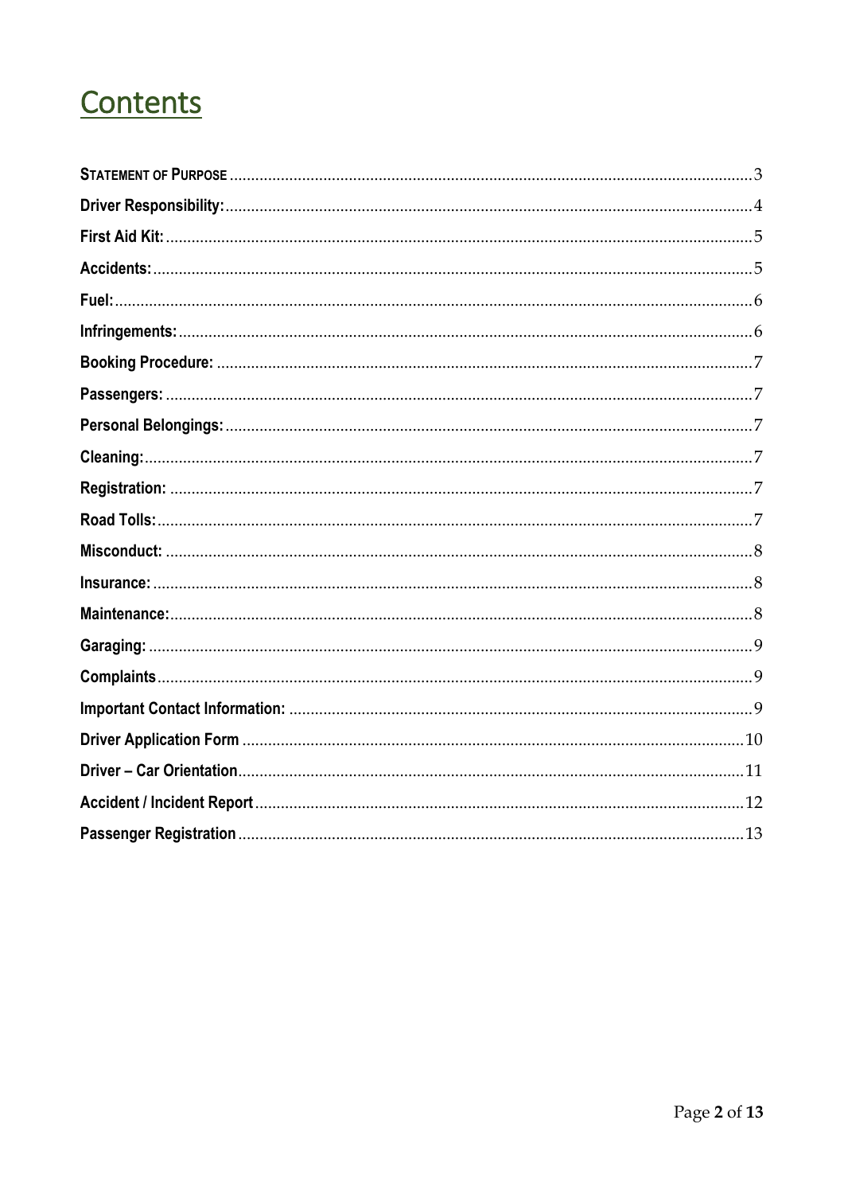# Contents

| | |
|---|---|
| **STATEMENT OF PURPOSE** | 3 |
| **Driver Responsibility:** | 4 |
| **First Aid Kit:** | 5 |
| **Accidents:** | 5 |
| **Fuel:** | 6 |
| **Infringements:** | 6 |
| **Booking Procedure:** | 7 |
| **Passengers:** | 7 |
| **Personal Belongings:** | 7 |
| **Cleaning:** | 7 |
| **Registration:** | 7 |
| **Road Tolls:** | 7 |
| **Misconduct:** | 8 |
| **Insurance:** | 8 |
| **Maintenance:** | 8 |
| **Garaging:** | 9 |
| **Complaints** | 9 |
| **Important Contact Information:** | 9 |
| **Driver Application Form** | 10 |
| **Driver – Car Orientation** | 11 |
| **Accident / Incident Report** | 12 |
| **Passenger Registration** | 13 |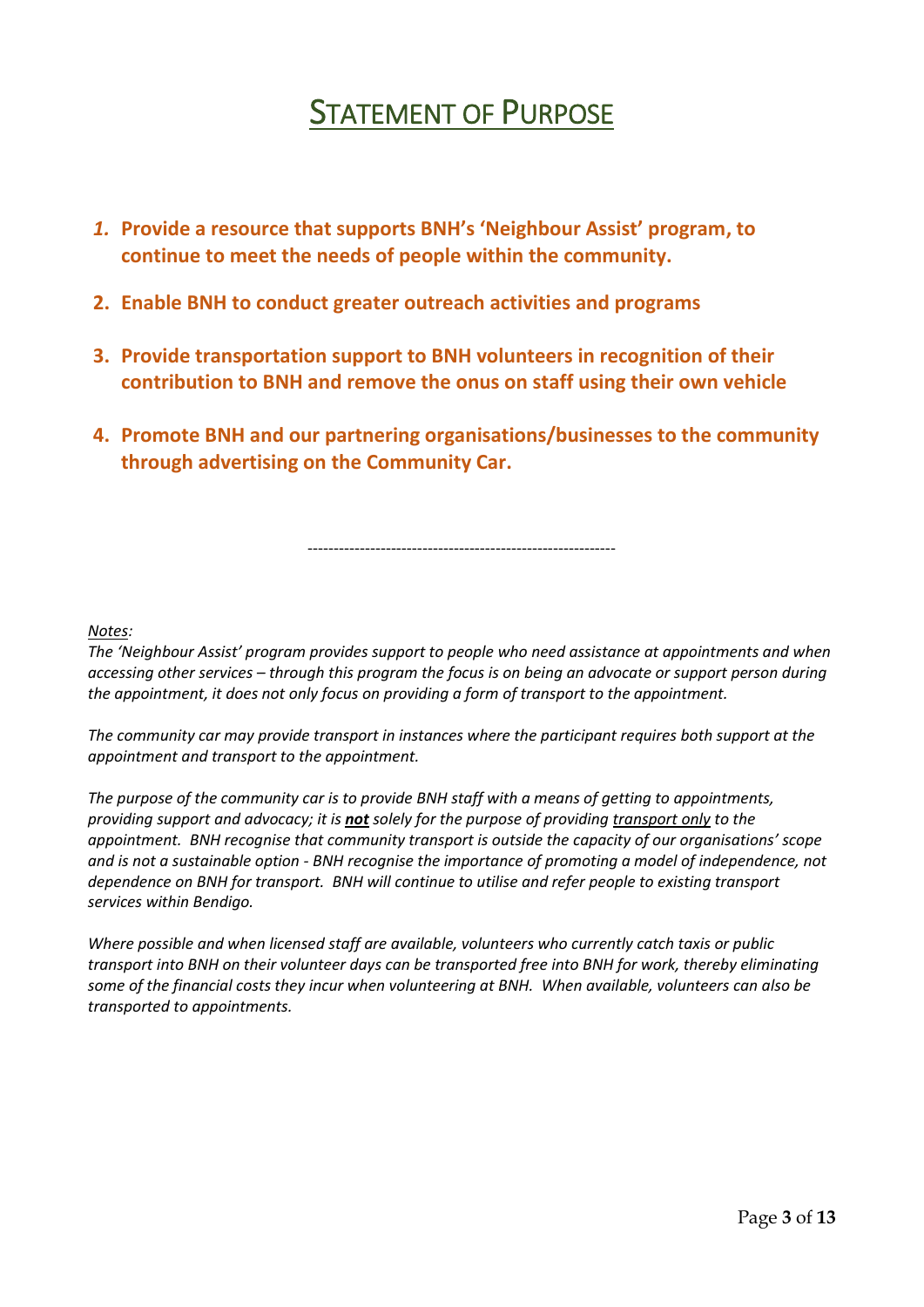# Statement of Purpose

1. **Provide a resource that supports BNH's 'Neighbour Assist' program, to continue to meet the needs of people within the community.**
2. **Enable BNH to conduct greater outreach activities and programs**
3. **Provide transportation support to BNH volunteers in recognition of their contribution to BNH and remove the onus on staff using their own vehicle**
4. **Promote BNH and our partnering organisations/businesses to the community through advertising on the Community Car.**

-----------------------------------------------------------

*Notes:*

*The 'Neighbour Assist' program provides support to people who need assistance at appointments and when accessing other services – through this program the focus is on being an advocate or support person during the appointment, it does not only focus on providing a form of transport to the appointment.*

*The community car may provide transport in instances where the participant requires both support at the appointment and transport to the appointment.*

*The purpose of the community car is to provide BNH staff with a means of getting to appointments, providing support and advocacy; it is **not** solely for the purpose of providing transport only to the appointment. BNH recognise that community transport is outside the capacity of our organisations' scope and is not a sustainable option - BNH recognise the importance of promoting a model of independence, not dependence on BNH for transport. BNH will continue to utilise and refer people to existing transport services within Bendigo.*

*Where possible and when licensed staff are available, volunteers who currently catch taxis or public transport into BNH on their volunteer days can be transported free into BNH for work, thereby eliminating some of the financial costs they incur when volunteering at BNH. When available, volunteers can also be transported to appointments.*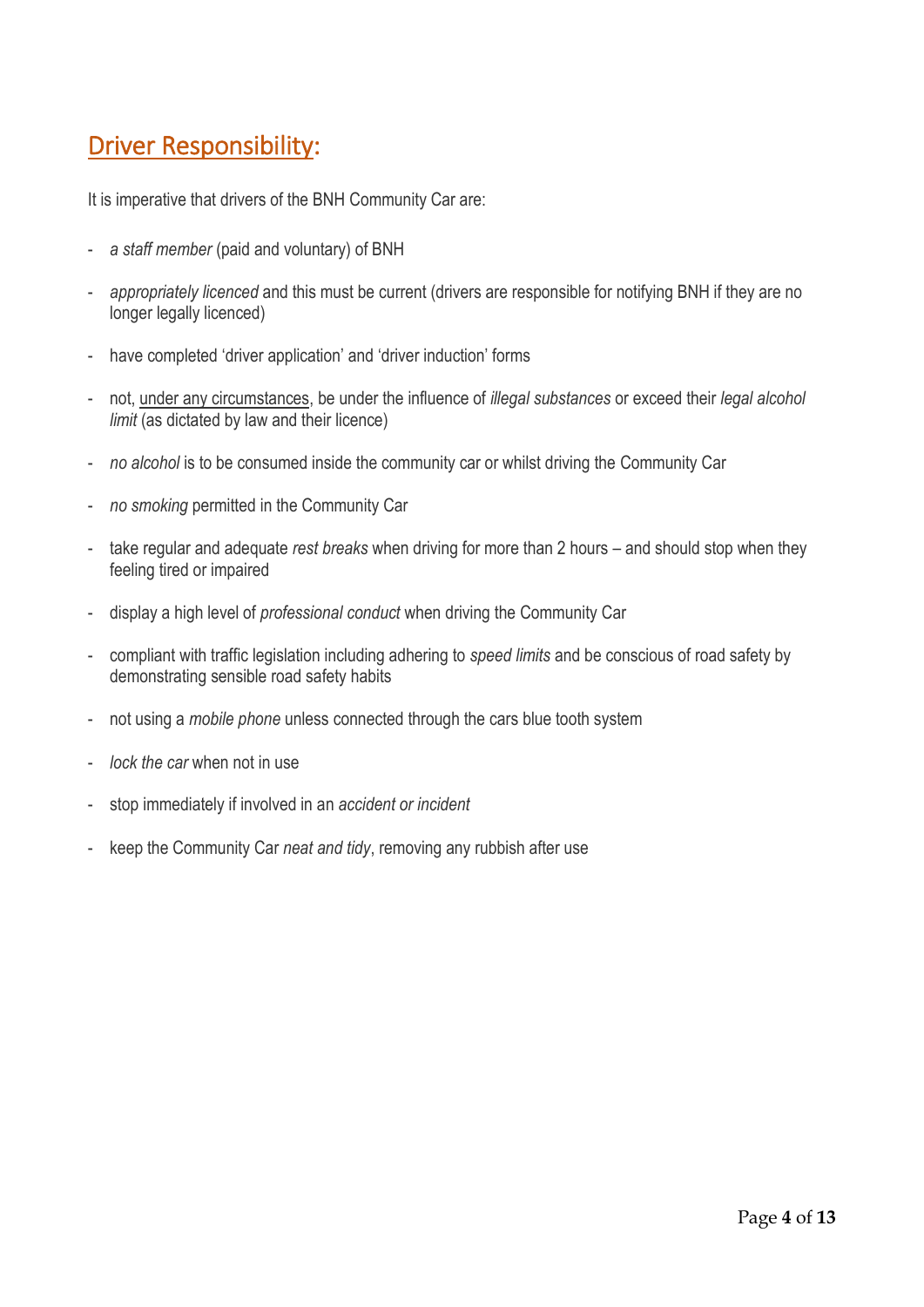## <u>Driver Responsibility</u>:

It is imperative that drivers of the BNH Community Car are:

- *a staff member* (paid and voluntary) of BNH
- *appropriately licenced* and this must be current (drivers are responsible for notifying BNH if they are no longer legally licenced)
- have completed 'driver application' and 'driver induction' forms
- not, <u>under any circumstances</u>, be under the influence of *illegal substances* or exceed their *legal alcohol limit* (as dictated by law and their licence)
- *no alcohol* is to be consumed inside the community car or whilst driving the Community Car
- *no smoking* permitted in the Community Car
- take regular and adequate *rest breaks* when driving for more than 2 hours – and should stop when they feeling tired or impaired
- display a high level of *professional conduct* when driving the Community Car
- compliant with traffic legislation including adhering to *speed limits* and be conscious of road safety by demonstrating sensible road safety habits
- not using a *mobile phone* unless connected through the cars blue tooth system
- *lock the car* when not in use
- stop immediately if involved in an *accident or incident*
- keep the Community Car *neat and tidy*, removing any rubbish after use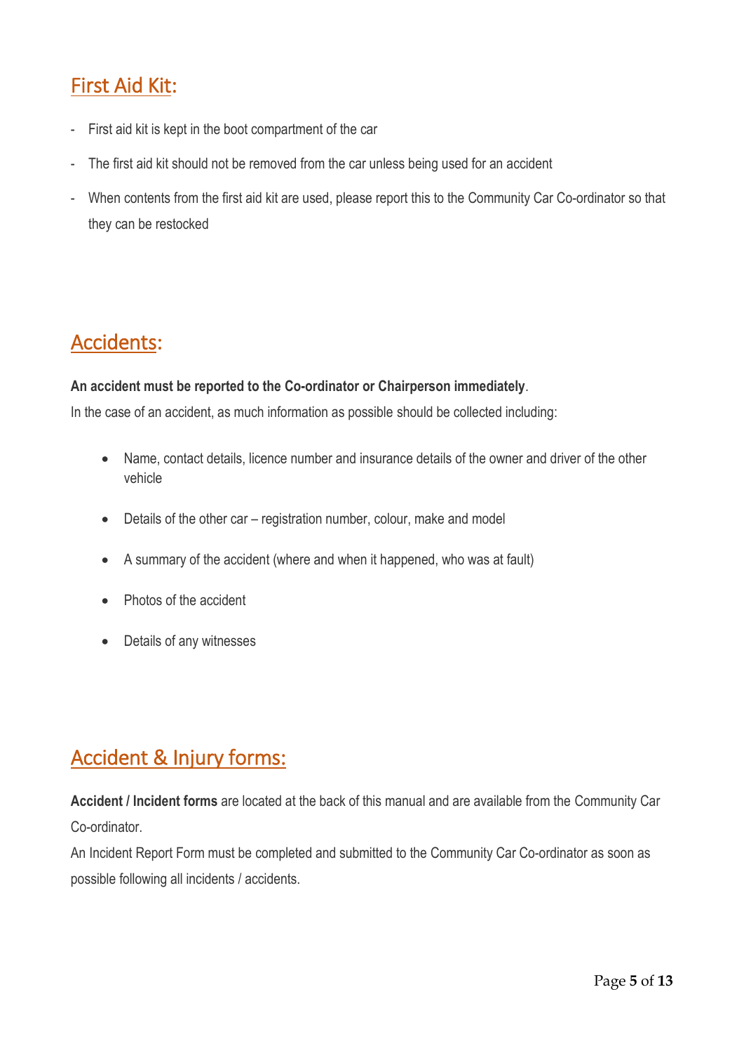## First Aid Kit:

- First aid kit is kept in the boot compartment of the car
- The first aid kit should not be removed from the car unless being used for an accident
- When contents from the first aid kit are used, please report this to the Community Car Co-ordinator so that they can be restocked

## Accidents:

**An accident must be reported to the Co-ordinator or Chairperson immediately**.

In the case of an accident, as much information as possible should be collected including:

- Name, contact details, licence number and insurance details of the owner and driver of the other vehicle
- Details of the other car – registration number, colour, make and model
- A summary of the accident (where and when it happened, who was at fault)
- Photos of the accident
- Details of any witnesses

## Accident & Injury forms:

**Accident / Incident forms** are located at the back of this manual and are available from the Community Car Co-ordinator.

An Incident Report Form must be completed and submitted to the Community Car Co-ordinator as soon as possible following all incidents / accidents.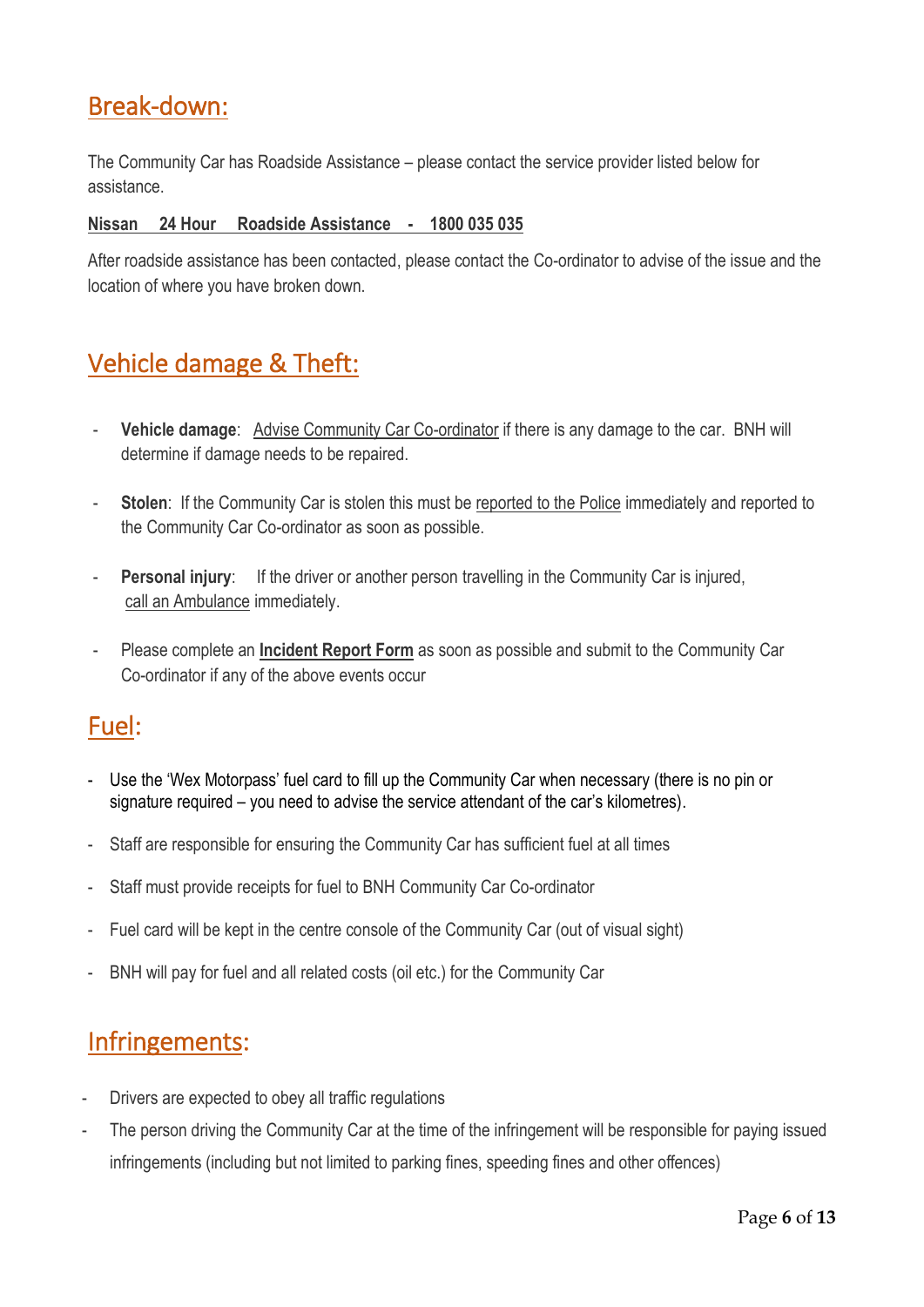## Break-down:

The Community Car has Roadside Assistance – please contact the service provider listed below for assistance.

**Nissan 24 Hour Roadside Assistance - 1800 035 035**

After roadside assistance has been contacted, please contact the Co-ordinator to advise of the issue and the location of where you have broken down.

## Vehicle damage & Theft:

- **Vehicle damage**: Advise Community Car Co-ordinator if there is any damage to the car. BNH will determine if damage needs to be repaired.
- **Stolen**: If the Community Car is stolen this must be reported to the Police immediately and reported to the Community Car Co-ordinator as soon as possible.
- **Personal injury**: If the driver or another person travelling in the Community Car is injured, call an Ambulance immediately.
- Please complete an **Incident Report Form** as soon as possible and submit to the Community Car Co-ordinator if any of the above events occur

## Fuel:

- Use the 'Wex Motorpass' fuel card to fill up the Community Car when necessary (there is no pin or signature required – you need to advise the service attendant of the car's kilometres).
- Staff are responsible for ensuring the Community Car has sufficient fuel at all times
- Staff must provide receipts for fuel to BNH Community Car Co-ordinator
- Fuel card will be kept in the centre console of the Community Car (out of visual sight)
- BNH will pay for fuel and all related costs (oil etc.) for the Community Car

## Infringements:

- Drivers are expected to obey all traffic regulations
- The person driving the Community Car at the time of the infringement will be responsible for paying issued infringements (including but not limited to parking fines, speeding fines and other offences)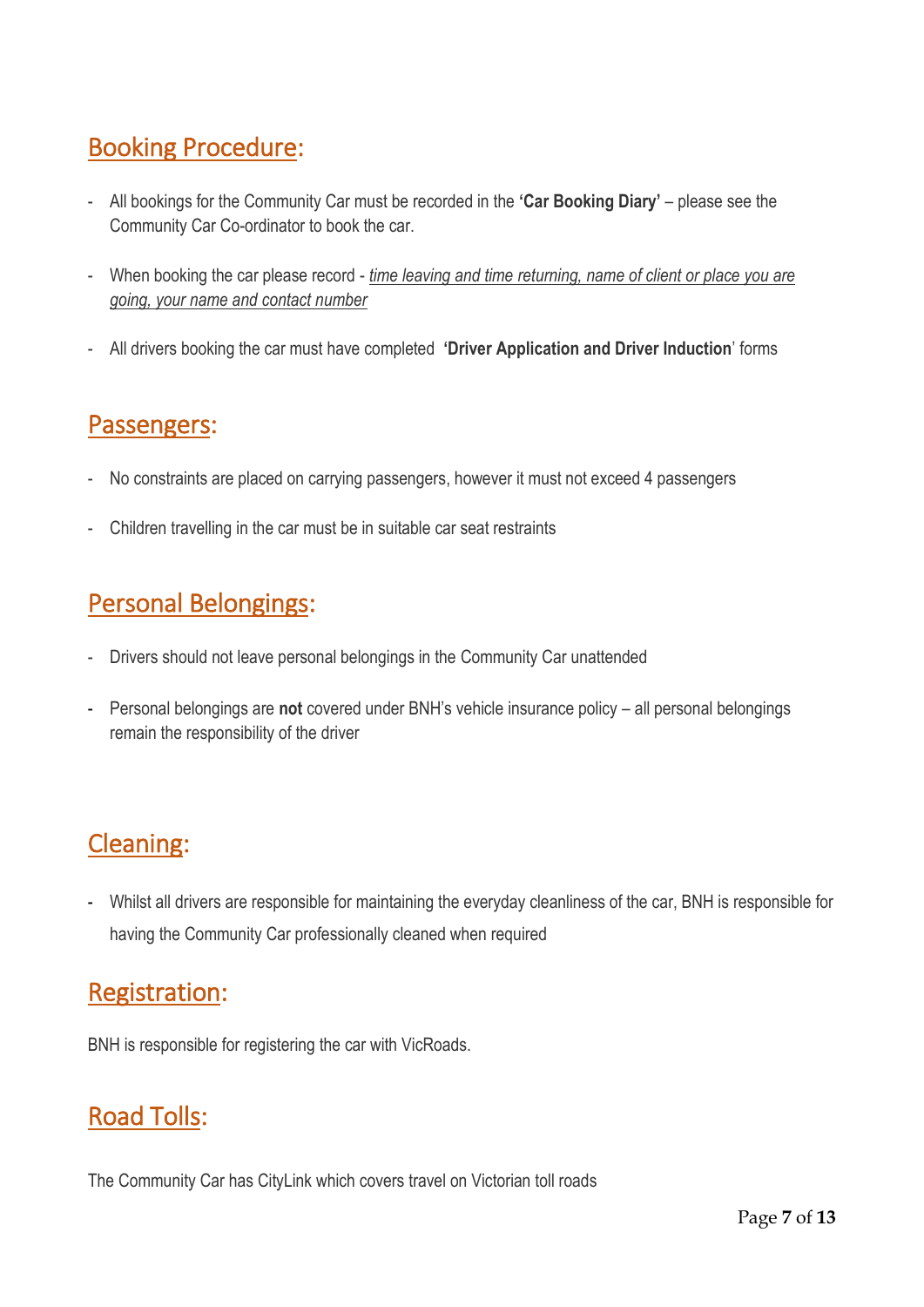## Booking Procedure:

- All bookings for the Community Car must be recorded in the **'Car Booking Diary'** – please see the Community Car Co-ordinator to book the car.

- When booking the car please record - *time leaving and time returning, name of client or place you are going, your name and contact number*

- All drivers booking the car must have completed **'Driver Application and Driver Induction'** forms

## Passengers:

- No constraints are placed on carrying passengers, however it must not exceed 4 passengers

- Children travelling in the car must be in suitable car seat restraints

## Personal Belongings:

- Drivers should not leave personal belongings in the Community Car unattended

- Personal belongings are **not** covered under BNH's vehicle insurance policy – all personal belongings remain the responsibility of the driver

## Cleaning:

- Whilst all drivers are responsible for maintaining the everyday cleanliness of the car, BNH is responsible for having the Community Car professionally cleaned when required

## Registration:

BNH is responsible for registering the car with VicRoads.

## Road Tolls:

The Community Car has CityLink which covers travel on Victorian toll roads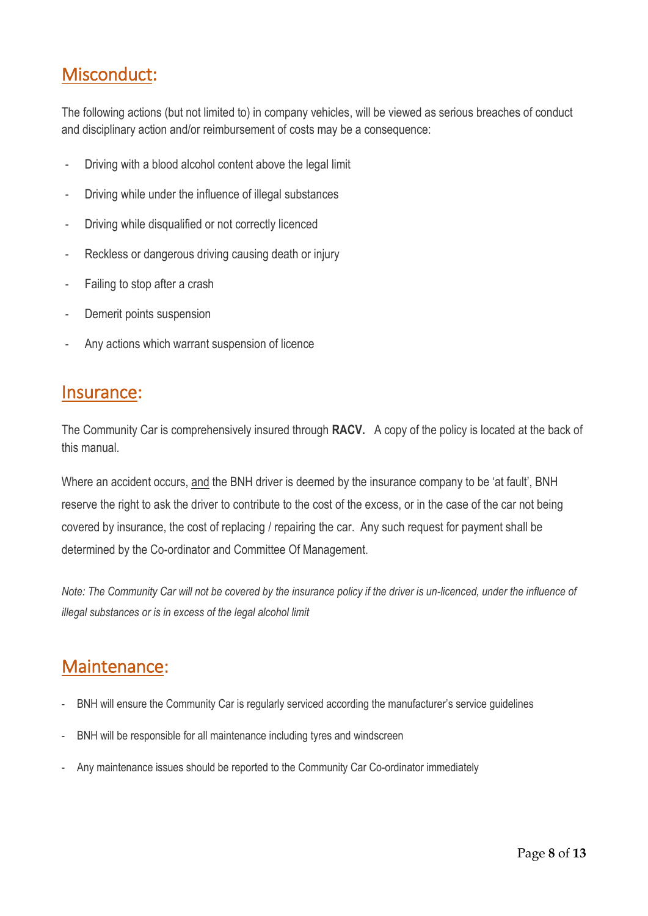## Misconduct:

The following actions (but not limited to) in company vehicles, will be viewed as serious breaches of conduct and disciplinary action and/or reimbursement of costs may be a consequence:

- Driving with a blood alcohol content above the legal limit
- Driving while under the influence of illegal substances
- Driving while disqualified or not correctly licenced
- Reckless or dangerous driving causing death or injury
- Failing to stop after a crash
- Demerit points suspension
- Any actions which warrant suspension of licence

## Insurance:

The Community Car is comprehensively insured through **RACV.** A copy of the policy is located at the back of this manual.

Where an accident occurs, <u>and</u> the BNH driver is deemed by the insurance company to be 'at fault', BNH reserve the right to ask the driver to contribute to the cost of the excess, or in the case of the car not being covered by insurance, the cost of replacing / repairing the car. Any such request for payment shall be determined by the Co-ordinator and Committee Of Management.

*Note: The Community Car will not be covered by the insurance policy if the driver is un-licenced, under the influence of illegal substances or is in excess of the legal alcohol limit*

## Maintenance:

- BNH will ensure the Community Car is regularly serviced according the manufacturer's service guidelines
- BNH will be responsible for all maintenance including tyres and windscreen
- Any maintenance issues should be reported to the Community Car Co-ordinator immediately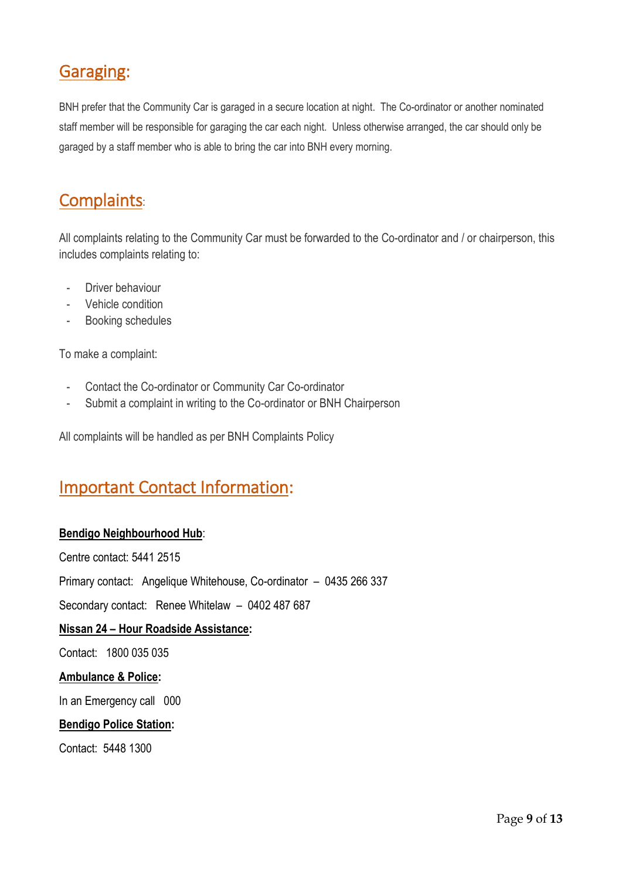## Garaging:

BNH prefer that the Community Car is garaged in a secure location at night. The Co-ordinator or another nominated staff member will be responsible for garaging the car each night. Unless otherwise arranged, the car should only be garaged by a staff member who is able to bring the car into BNH every morning.

## Complaints:

All complaints relating to the Community Car must be forwarded to the Co-ordinator and / or chairperson, this includes complaints relating to:

- Driver behaviour
- Vehicle condition
- Booking schedules

To make a complaint:

- Contact the Co-ordinator or Community Car Co-ordinator
- Submit a complaint in writing to the Co-ordinator or BNH Chairperson

All complaints will be handled as per BNH Complaints Policy

## Important Contact Information:

**Bendigo Neighbourhood Hub**:

Centre contact: 5441 2515

Primary contact: Angelique Whitehouse, Co-ordinator – 0435 266 337

Secondary contact: Renee Whitelaw – 0402 487 687

**Nissan 24 – Hour Roadside Assistance:**

Contact: 1800 035 035

**Ambulance & Police:**

In an Emergency call 000

**Bendigo Police Station:**

Contact: 5448 1300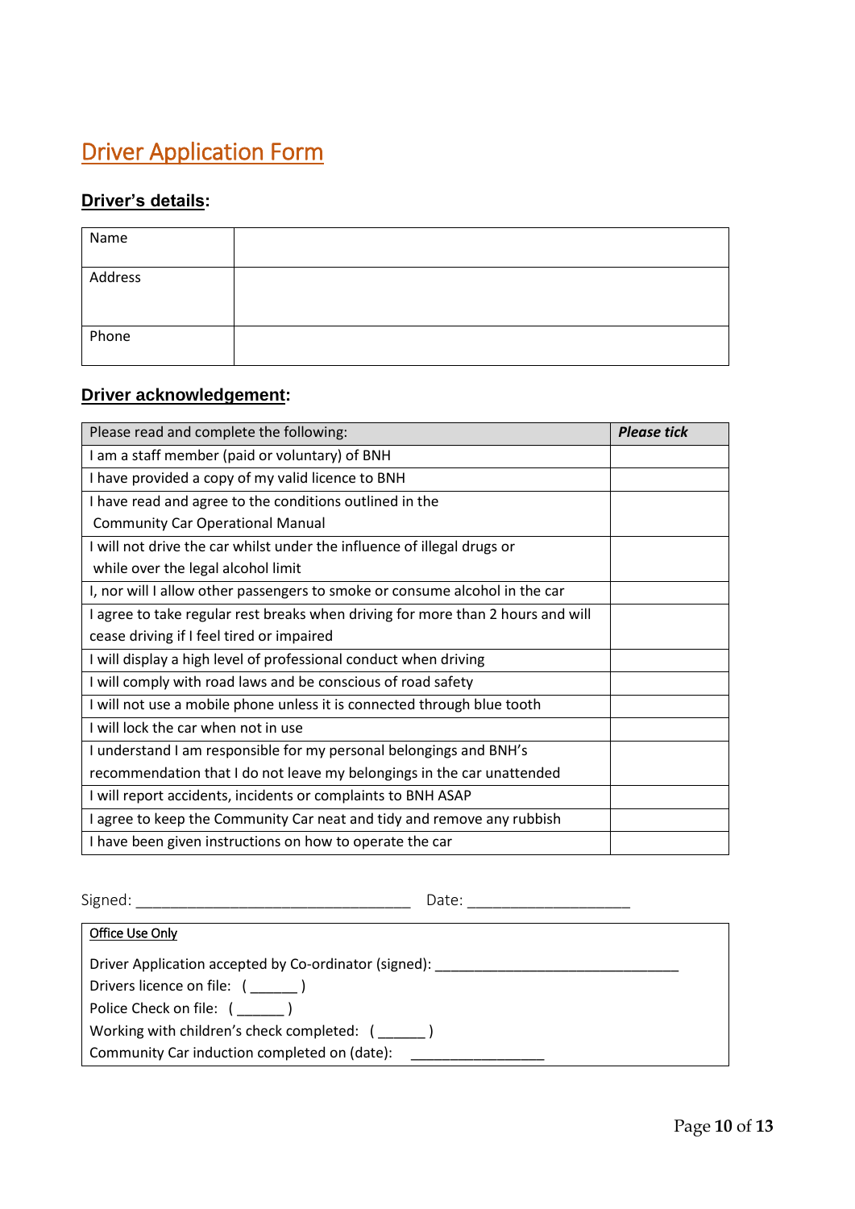# Driver Application Form

## Driver's details:

| Name | |
|---|---|
| Address | |
| Phone | |

## Driver acknowledgement:

| Please read and complete the following: | ***Please tick*** |
|---|---|
| I am a staff member (paid or voluntary) of BNH | |
| I have provided a copy of my valid licence to BNH | |
| I have read and agree to the conditions outlined in the Community Car Operational Manual | |
| I will not drive the car whilst under the influence of illegal drugs or while over the legal alcohol limit | |
| I, nor will I allow other passengers to smoke or consume alcohol in the car | |
| I agree to take regular rest breaks when driving for more than 2 hours and will cease driving if I feel tired or impaired | |
| I will display a high level of professional conduct when driving | |
| I will comply with road laws and be conscious of road safety | |
| I will not use a mobile phone unless it is connected through blue tooth | |
| I will lock the car when not in use | |
| I understand I am responsible for my personal belongings and BNH's recommendation that I do not leave my belongings in the car unattended | |
| I will report accidents, incidents or complaints to BNH ASAP | |
| I agree to keep the Community Car neat and tidy and remove any rubbish | |
| I have been given instructions on how to operate the car | |

Signed: ________________________________ Date: ___________________

<u>Office Use Only</u>

Driver Application accepted by Co-ordinator (signed): _____________________________

Drivers licence on file: ( ______ )

Police Check on file: ( ______ )

Working with children's check completed: ( ______ )

Community Car induction completed on (date): ________________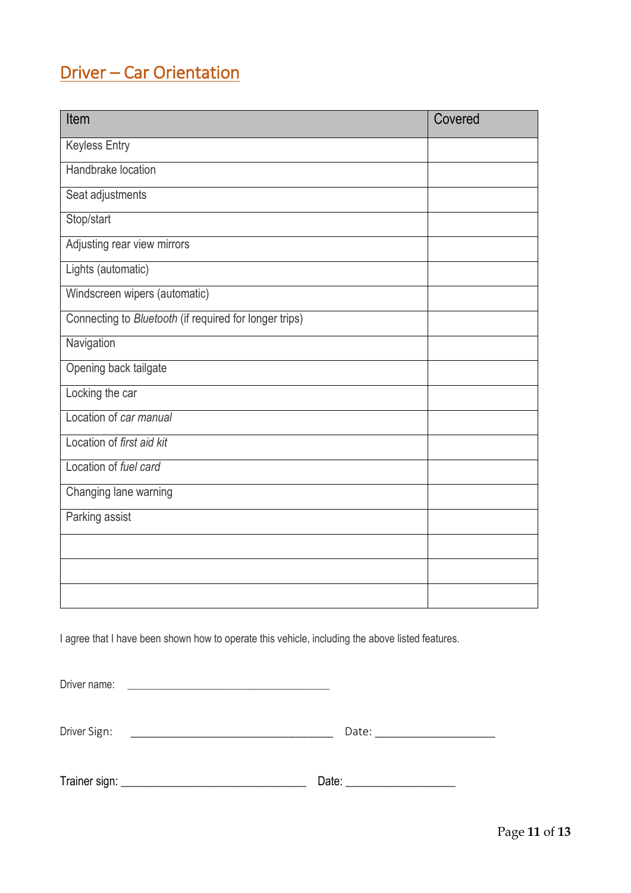## Driver – Car Orientation

| Item | Covered |
| --- | --- |
| Keyless Entry | |
| Handbrake location | |
| Seat adjustments | |
| Stop/start | |
| Adjusting rear view mirrors | |
| Lights (automatic) | |
| Windscreen wipers (automatic) | |
| Connecting to *Bluetooth* (if required for longer trips) | |
| Navigation | |
| Opening back tailgate | |
| Locking the car | |
| Location of *car manual* | |
| Location of *first aid kit* | |
| Location of *fuel card* | |
| Changing lane warning | |
| Parking assist | |
| | |
| | |
| | |

I agree that I have been shown how to operate this vehicle, including the above listed features.

Driver name: ___________________________________

Driver Sign: ___________________________________ Date: ____________________

Trainer sign: ________________________________ Date: ___________________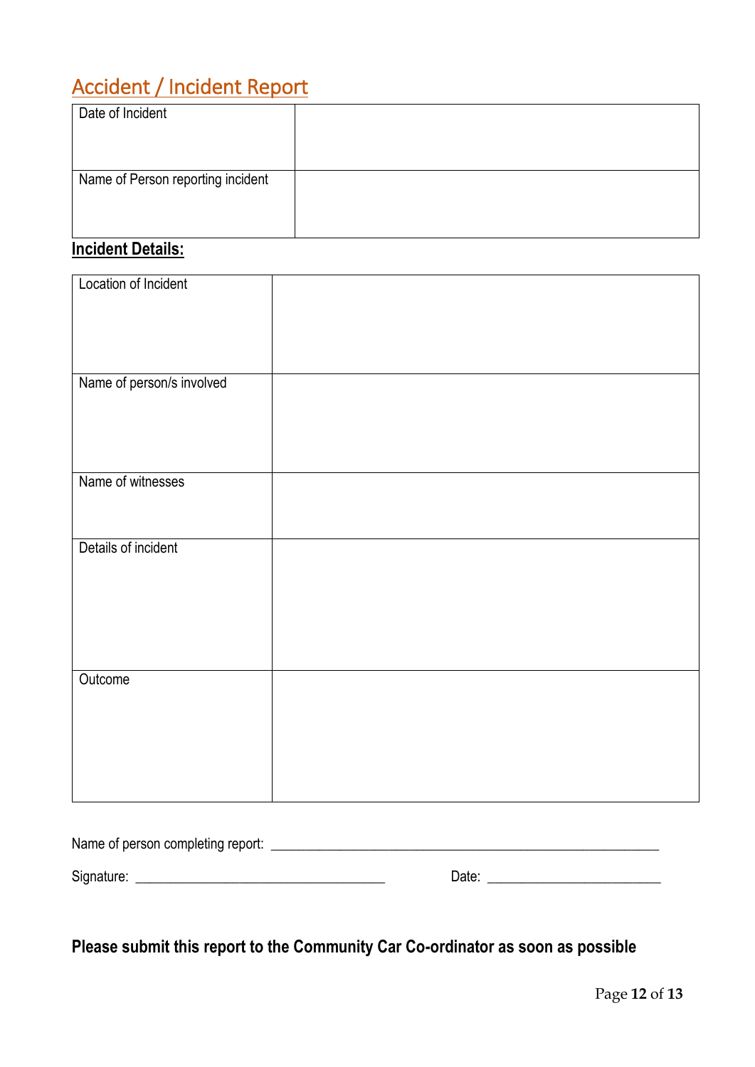## Accident / Incident Report

| Date of Incident | |
|---|---|
| Name of Person reporting incident | |

**Incident Details:**

| Location of Incident | |
|---|---|
| Name of person/s involved | |
| Name of witnesses | |
| Details of incident | |
| Outcome | |

Name of person completing report: ____________________________________________________________

Signature: _____________________________________ Date: __________________________

**Please submit this report to the Community Car Co-ordinator as soon as possible**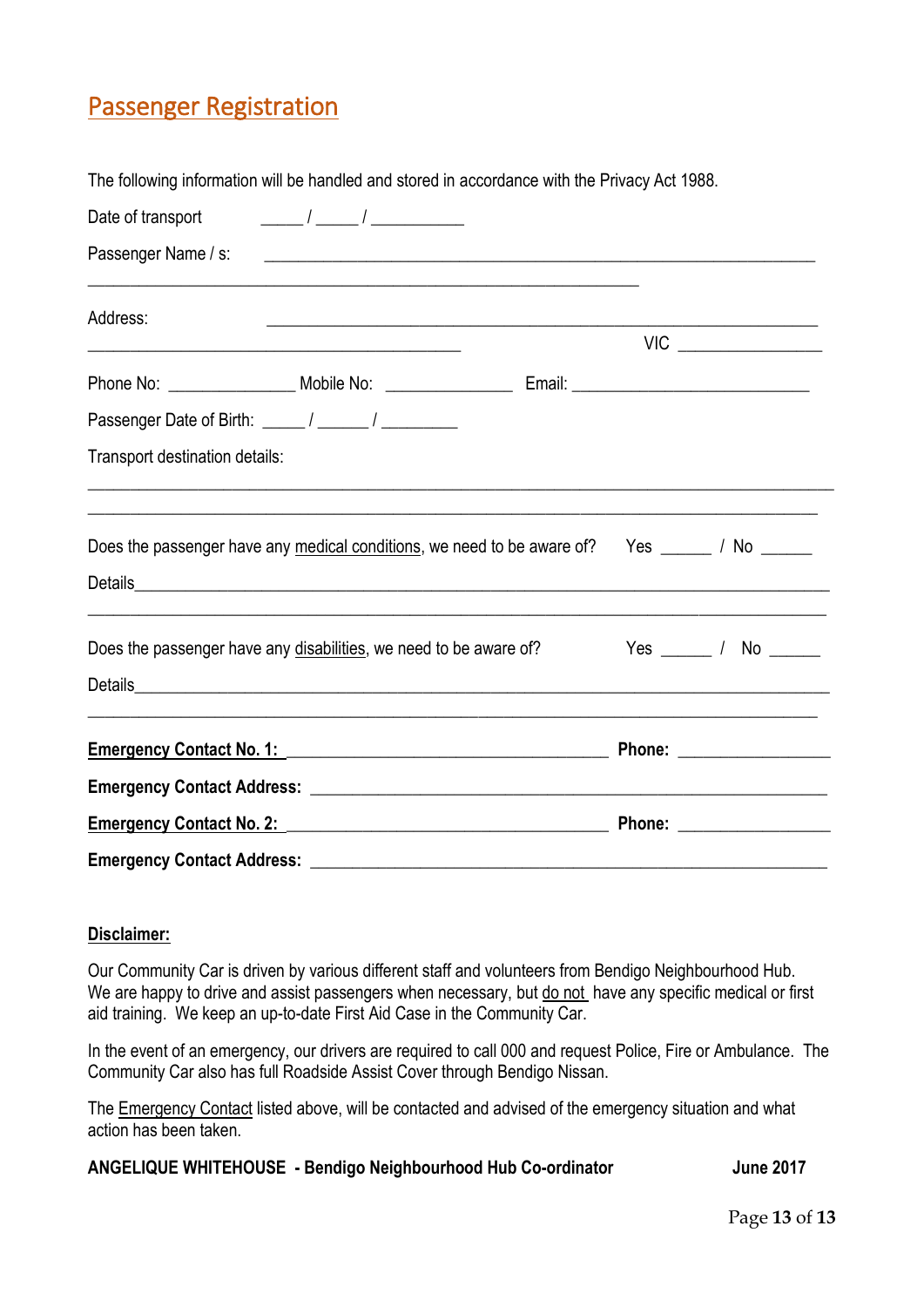# Passenger Registration

The following information will be handled and stored in accordance with the Privacy Act 1988.

Date of transport _____ / _____ / __________

Passenger Name / s: ____________________________________________________________

____________________________________________________________

Address: ____________________________________________________________

____________________________________________ VIC ________________

Phone No: _______________ Mobile No: _______________ Email: ____________________________

Passenger Date of Birth: _____ / ______ / _________

Transport destination details:

____________________________________________________________________________________

____________________________________________________________________________________

Does the passenger have any medical conditions, we need to be aware of? Yes ______ / No ______

Details______________________________________________________________________________

____________________________________________________________________________________

Does the passenger have any disabilities, we need to be aware of? Yes ______ / No ______

Details______________________________________________________________________________

____________________________________________________________________________________

**Emergency Contact No. 1:** ____________________________________ **Phone:** _________________

**Emergency Contact Address:** ____________________________________________________________

**Emergency Contact No. 2:** ____________________________________ **Phone:** _________________

**Emergency Contact Address:** ____________________________________________________________

**Disclaimer:**

Our Community Car is driven by various different staff and volunteers from Bendigo Neighbourhood Hub. We are happy to drive and assist passengers when necessary, but do not have any specific medical or first aid training. We keep an up-to-date First Aid Case in the Community Car.

In the event of an emergency, our drivers are required to call 000 and request Police, Fire or Ambulance. The Community Car also has full Roadside Assist Cover through Bendigo Nissan.

The Emergency Contact listed above, will be contacted and advised of the emergency situation and what action has been taken.

**ANGELIQUE WHITEHOUSE - Bendigo Neighbourhood Hub Co-ordinator** **June 2017**